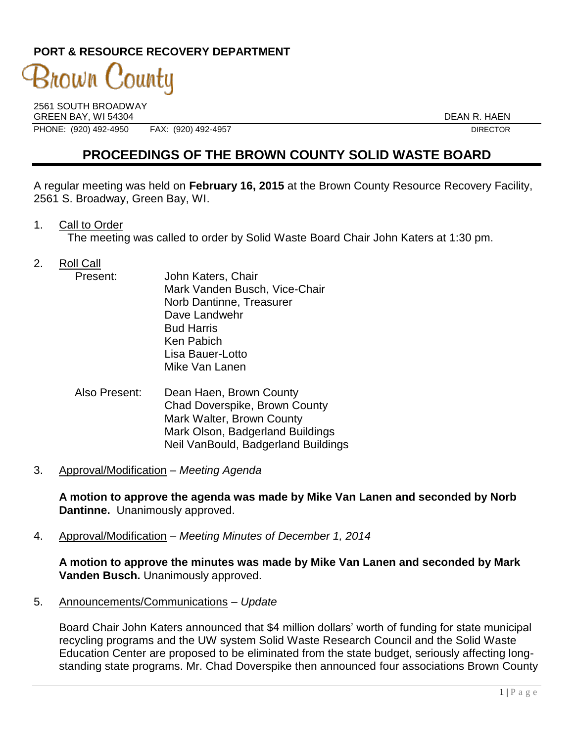**PORT & RESOURCE RECOVERY DEPARTMENT**

Brown County

2561 SOUTH BROADWAY
GREEN BAY, WI 54304

DEAN R. HAEN
DIRECTOR

PHONE: (920) 492-4950 FAX: (920) 492-4957

# PROCEEDINGS OF THE BROWN COUNTY SOLID WASTE BOARD

A regular meeting was held on **February 16, 2015** at the Brown County Resource Recovery Facility, 2561 S. Broadway, Green Bay, WI.

1. Call to Order

   The meeting was called to order by Solid Waste Board Chair John Katers at 1:30 pm.

2. Roll Call

   Present:
   - John Katers, Chair
   - Mark Vanden Busch, Vice-Chair
   - Norb Dantinne, Treasurer
   - Dave Landwehr
   - Bud Harris
   - Ken Pabich
   - Lisa Bauer-Lotto
   - Mike Van Lanen

   Also Present:
   - Dean Haen, Brown County
   - Chad Doverspike, Brown County
   - Mark Walter, Brown County
   - Mark Olson, Badgerland Buildings
   - Neil VanBould, Badgerland Buildings

3. Approval/Modification – *Meeting Agenda*

   **A motion to approve the agenda was made by Mike Van Lanen and seconded by Norb Dantinne.** Unanimously approved.

4. Approval/Modification – *Meeting Minutes of December 1, 2014*

   **A motion to approve the minutes was made by Mike Van Lanen and seconded by Mark Vanden Busch.** Unanimously approved.

5. Announcements/Communications – *Update*

   Board Chair John Katers announced that $4 million dollars' worth of funding for state municipal recycling programs and the UW system Solid Waste Research Council and the Solid Waste Education Center are proposed to be eliminated from the state budget, seriously affecting long-standing state programs. Mr. Chad Doverspike then announced four associations Brown County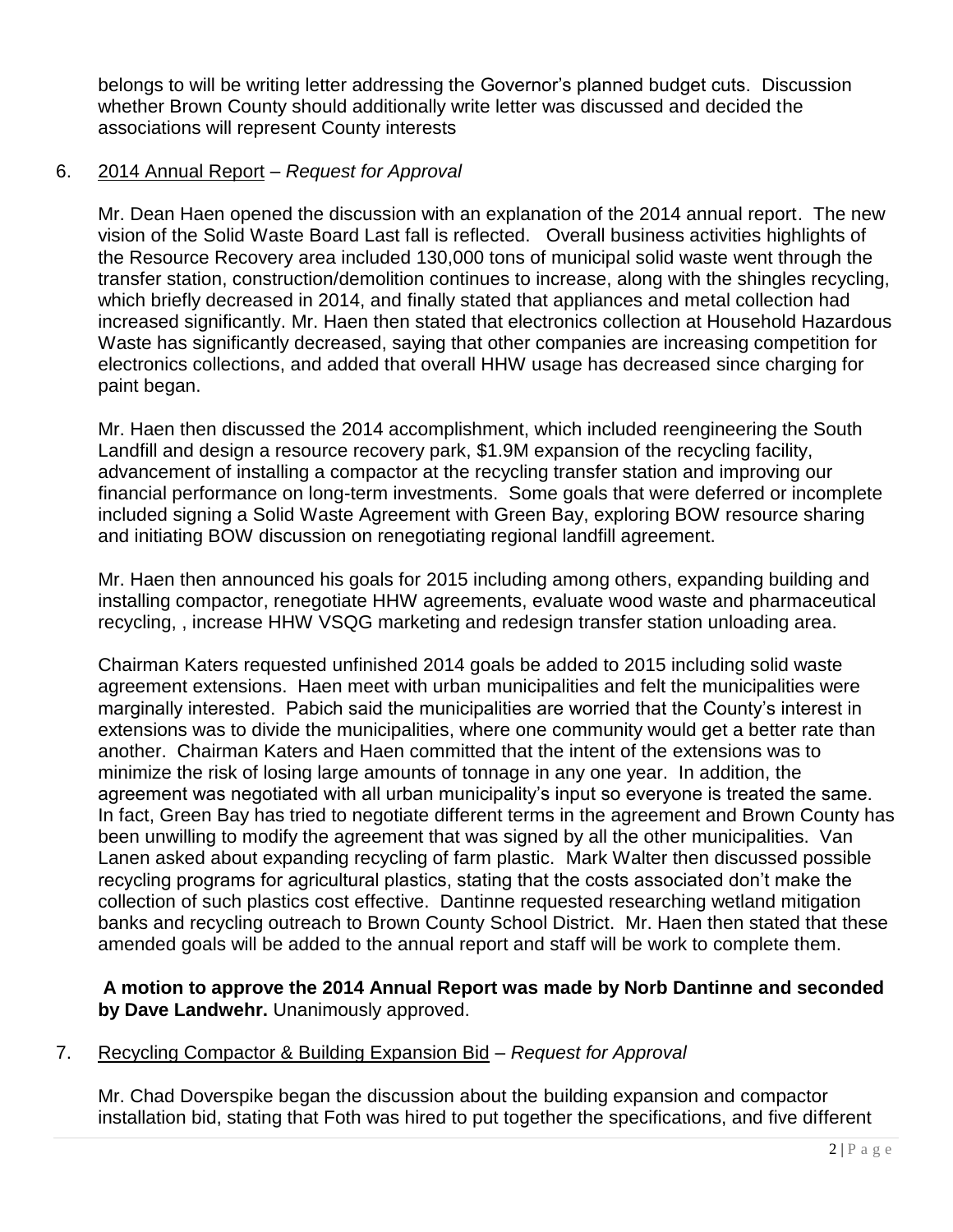belongs to will be writing letter addressing the Governor's planned budget cuts. Discussion whether Brown County should additionally write letter was discussed and decided the associations will represent County interests

6. <u>2014 Annual Report</u> – *Request for Approval*

   Mr. Dean Haen opened the discussion with an explanation of the 2014 annual report. The new vision of the Solid Waste Board Last fall is reflected. Overall business activities highlights of the Resource Recovery area included 130,000 tons of municipal solid waste went through the transfer station, construction/demolition continues to increase, along with the shingles recycling, which briefly decreased in 2014, and finally stated that appliances and metal collection had increased significantly. Mr. Haen then stated that electronics collection at Household Hazardous Waste has significantly decreased, saying that other companies are increasing competition for electronics collections, and added that overall HHW usage has decreased since charging for paint began.

   Mr. Haen then discussed the 2014 accomplishment, which included reengineering the South Landfill and design a resource recovery park, $1.9M expansion of the recycling facility, advancement of installing a compactor at the recycling transfer station and improving our financial performance on long-term investments. Some goals that were deferred or incomplete included signing a Solid Waste Agreement with Green Bay, exploring BOW resource sharing and initiating BOW discussion on renegotiating regional landfill agreement.

   Mr. Haen then announced his goals for 2015 including among others, expanding building and installing compactor, renegotiate HHW agreements, evaluate wood waste and pharmaceutical recycling, , increase HHW VSQG marketing and redesign transfer station unloading area.

   Chairman Katers requested unfinished 2014 goals be added to 2015 including solid waste agreement extensions. Haen meet with urban municipalities and felt the municipalities were marginally interested. Pabich said the municipalities are worried that the County's interest in extensions was to divide the municipalities, where one community would get a better rate than another. Chairman Katers and Haen committed that the intent of the extensions was to minimize the risk of losing large amounts of tonnage in any one year. In addition, the agreement was negotiated with all urban municipality's input so everyone is treated the same. In fact, Green Bay has tried to negotiate different terms in the agreement and Brown County has been unwilling to modify the agreement that was signed by all the other municipalities. Van Lanen asked about expanding recycling of farm plastic. Mark Walter then discussed possible recycling programs for agricultural plastics, stating that the costs associated don't make the collection of such plastics cost effective. Dantinne requested researching wetland mitigation banks and recycling outreach to Brown County School District. Mr. Haen then stated that these amended goals will be added to the annual report and staff will be work to complete them.

   **A motion to approve the 2014 Annual Report was made by Norb Dantinne and seconded by Dave Landwehr.** Unanimously approved.

7. <u>Recycling Compactor & Building Expansion Bid</u> – *Request for Approval*

   Mr. Chad Doverspike began the discussion about the building expansion and compactor installation bid, stating that Foth was hired to put together the specifications, and five different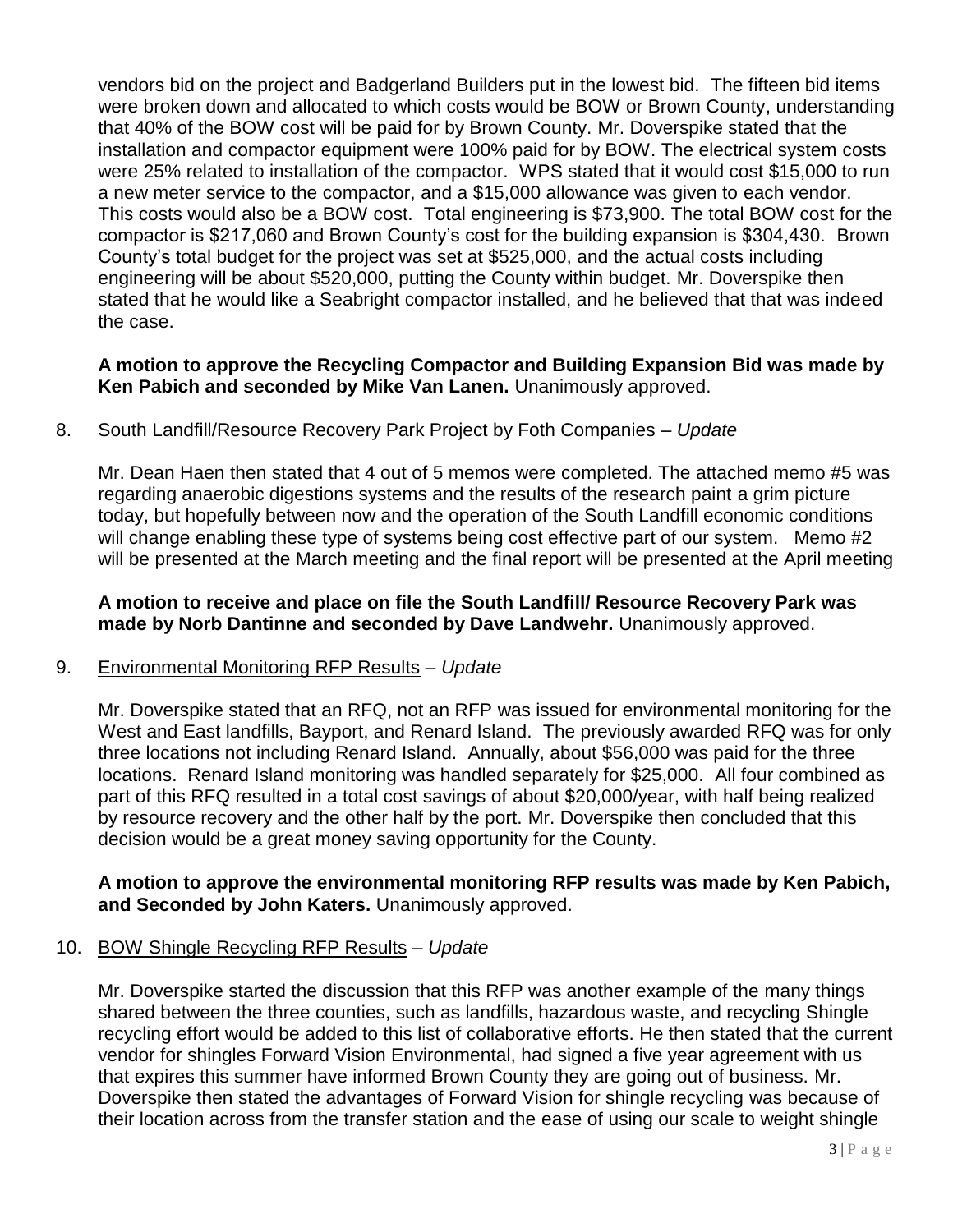vendors bid on the project and Badgerland Builders put in the lowest bid. The fifteen bid items were broken down and allocated to which costs would be BOW or Brown County, understanding that 40% of the BOW cost will be paid for by Brown County. Mr. Doverspike stated that the installation and compactor equipment were 100% paid for by BOW. The electrical system costs were 25% related to installation of the compactor. WPS stated that it would cost $15,000 to run a new meter service to the compactor, and a $15,000 allowance was given to each vendor. This costs would also be a BOW cost. Total engineering is $73,900. The total BOW cost for the compactor is $217,060 and Brown County's cost for the building expansion is $304,430. Brown County's total budget for the project was set at $525,000, and the actual costs including engineering will be about $520,000, putting the County within budget. Mr. Doverspike then stated that he would like a Seabright compactor installed, and he believed that that was indeed the case.

**A motion to approve the Recycling Compactor and Building Expansion Bid was made by Ken Pabich and seconded by Mike Van Lanen.** Unanimously approved.

8. <u>South Landfill/Resource Recovery Park Project by Foth Companies</u> – *Update*

Mr. Dean Haen then stated that 4 out of 5 memos were completed. The attached memo #5 was regarding anaerobic digestions systems and the results of the research paint a grim picture today, but hopefully between now and the operation of the South Landfill economic conditions will change enabling these type of systems being cost effective part of our system. Memo #2 will be presented at the March meeting and the final report will be presented at the April meeting

**A motion to receive and place on file the South Landfill/ Resource Recovery Park was made by Norb Dantinne and seconded by Dave Landwehr.** Unanimously approved.

9. <u>Environmental Monitoring RFP Results</u> – *Update*

Mr. Doverspike stated that an RFQ, not an RFP was issued for environmental monitoring for the West and East landfills, Bayport, and Renard Island. The previously awarded RFQ was for only three locations not including Renard Island. Annually, about $56,000 was paid for the three locations. Renard Island monitoring was handled separately for $25,000. All four combined as part of this RFQ resulted in a total cost savings of about $20,000/year, with half being realized by resource recovery and the other half by the port. Mr. Doverspike then concluded that this decision would be a great money saving opportunity for the County.

**A motion to approve the environmental monitoring RFP results was made by Ken Pabich, and Seconded by John Katers.** Unanimously approved.

10. <u>BOW Shingle Recycling RFP Results</u> – *Update*

Mr. Doverspike started the discussion that this RFP was another example of the many things shared between the three counties, such as landfills, hazardous waste, and recycling Shingle recycling effort would be added to this list of collaborative efforts. He then stated that the current vendor for shingles Forward Vision Environmental, had signed a five year agreement with us that expires this summer have informed Brown County they are going out of business. Mr. Doverspike then stated the advantages of Forward Vision for shingle recycling was because of their location across from the transfer station and the ease of using our scale to weight shingle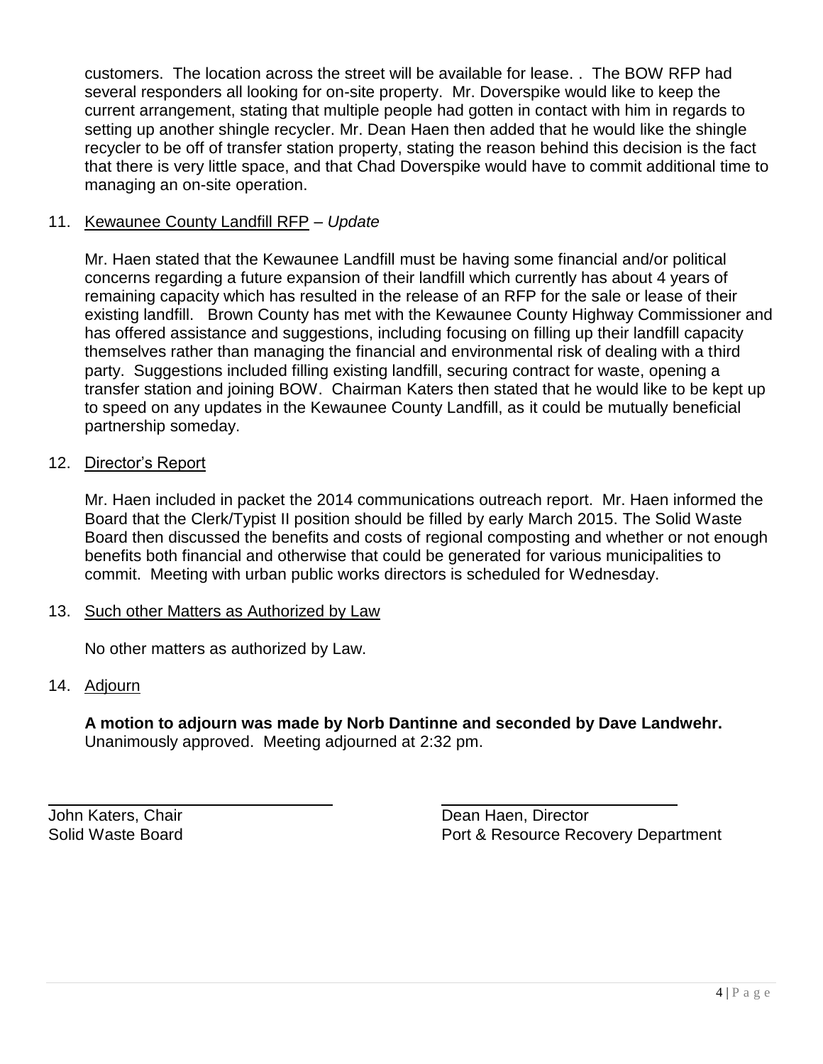customers. The location across the street will be available for lease. . The BOW RFP had several responders all looking for on-site property. Mr. Doverspike would like to keep the current arrangement, stating that multiple people had gotten in contact with him in regards to setting up another shingle recycler. Mr. Dean Haen then added that he would like the shingle recycler to be off of transfer station property, stating the reason behind this decision is the fact that there is very little space, and that Chad Doverspike would have to commit additional time to managing an on-site operation.

11. Kewaunee County Landfill RFP – *Update*

    Mr. Haen stated that the Kewaunee Landfill must be having some financial and/or political concerns regarding a future expansion of their landfill which currently has about 4 years of remaining capacity which has resulted in the release of an RFP for the sale or lease of their existing landfill. Brown County has met with the Kewaunee County Highway Commissioner and has offered assistance and suggestions, including focusing on filling up their landfill capacity themselves rather than managing the financial and environmental risk of dealing with a third party. Suggestions included filling existing landfill, securing contract for waste, opening a transfer station and joining BOW. Chairman Katers then stated that he would like to be kept up to speed on any updates in the Kewaunee County Landfill, as it could be mutually beneficial partnership someday.

12. Director's Report

    Mr. Haen included in packet the 2014 communications outreach report. Mr. Haen informed the Board that the Clerk/Typist II position should be filled by early March 2015. The Solid Waste Board then discussed the benefits and costs of regional composting and whether or not enough benefits both financial and otherwise that could be generated for various municipalities to commit. Meeting with urban public works directors is scheduled for Wednesday.

13. Such other Matters as Authorized by Law

    No other matters as authorized by Law.

14. Adjourn

    **A motion to adjourn was made by Norb Dantinne and seconded by Dave Landwehr.** Unanimously approved. Meeting adjourned at 2:32 pm.

John Katers, Chair
Solid Waste Board

Dean Haen, Director
Port & Resource Recovery Department